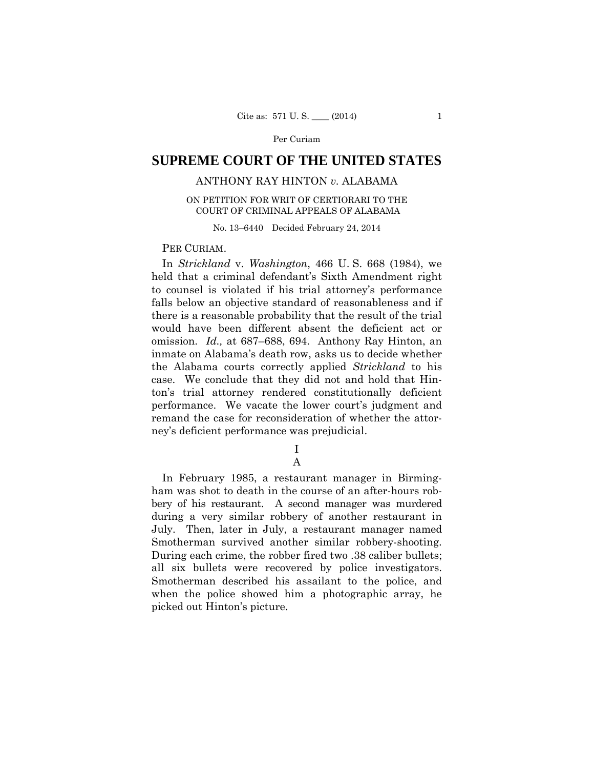Per Curiam

# SUPREME COURT OF THE UNITED STATES

## ANTHONY RAY HINTON *v.* ALABAMA

ON PETITION FOR WRIT OF CERTIORARI TO THE COURT OF CRIMINAL APPEALS OF ALABAMA

No. 13–6440 Decided February 24, 2014

PER CURIAM.

In *Strickland* v. *Washington*, 466 U. S. 668 (1984), we held that a criminal defendant's Sixth Amendment right to counsel is violated if his trial attorney's performance falls below an objective standard of reasonableness and if there is a reasonable probability that the result of the trial would have been different absent the deficient act or omission. *Id.,* at 687–688, 694. Anthony Ray Hinton, an inmate on Alabama's death row, asks us to decide whether the Alabama courts correctly applied *Strickland* to his case. We conclude that they did not and hold that Hinton's trial attorney rendered constitutionally deficient performance. We vacate the lower court's judgment and remand the case for reconsideration of whether the attorney's deficient performance was prejudicial.

I

A

In February 1985, a restaurant manager in Birmingham was shot to death in the course of an after-hours robbery of his restaurant. A second manager was murdered during a very similar robbery of another restaurant in July. Then, later in July, a restaurant manager named Smotherman survived another similar robbery-shooting. During each crime, the robber fired two .38 caliber bullets; all six bullets were recovered by police investigators. Smotherman described his assailant to the police, and when the police showed him a photographic array, he picked out Hinton's picture.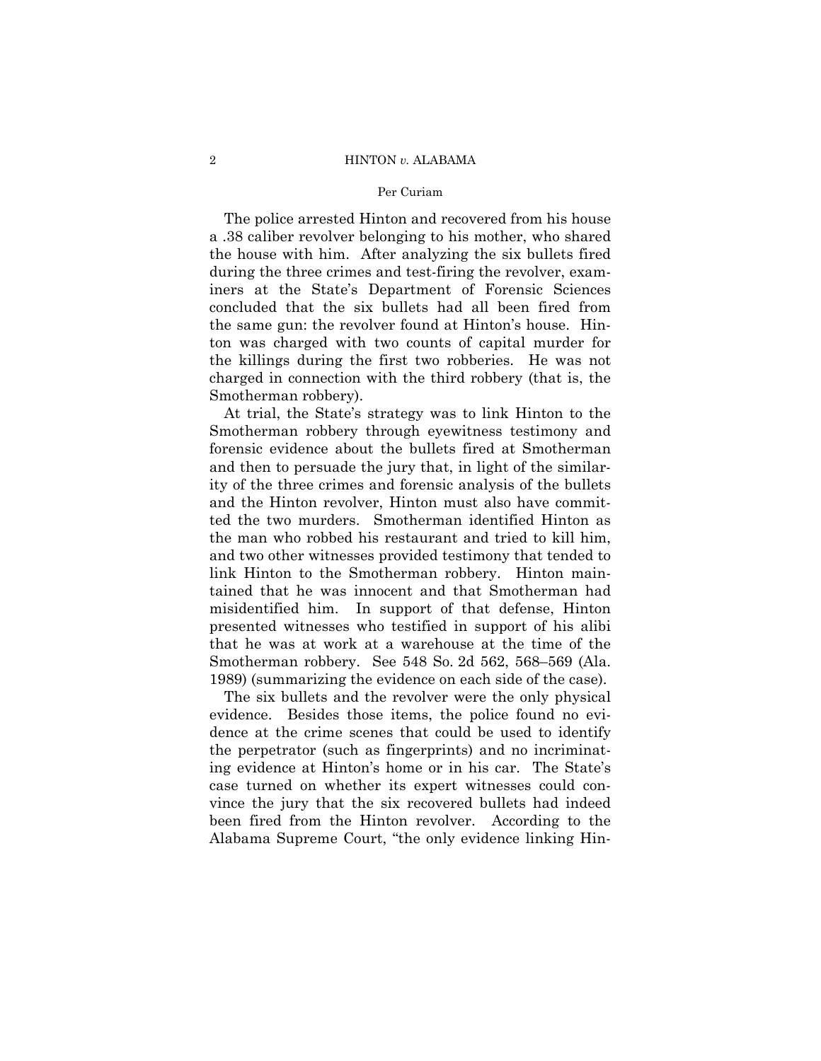The police arrested Hinton and recovered from his house a .38 caliber revolver belonging to his mother, who shared the house with him. After analyzing the six bullets fired during the three crimes and test-firing the revolver, examiners at the State's Department of Forensic Sciences concluded that the six bullets had all been fired from the same gun: the revolver found at Hinton's house. Hinton was charged with two counts of capital murder for the killings during the first two robberies. He was not charged in connection with the third robbery (that is, the Smotherman robbery).

At trial, the State's strategy was to link Hinton to the Smotherman robbery through eyewitness testimony and forensic evidence about the bullets fired at Smotherman and then to persuade the jury that, in light of the similarity of the three crimes and forensic analysis of the bullets and the Hinton revolver, Hinton must also have committed the two murders. Smotherman identified Hinton as the man who robbed his restaurant and tried to kill him, and two other witnesses provided testimony that tended to link Hinton to the Smotherman robbery. Hinton maintained that he was innocent and that Smotherman had misidentified him. In support of that defense, Hinton presented witnesses who testified in support of his alibi that he was at work at a warehouse at the time of the Smotherman robbery. See 548 So. 2d 562, 568–569 (Ala. 1989) (summarizing the evidence on each side of the case).

The six bullets and the revolver were the only physical evidence. Besides those items, the police found no evidence at the crime scenes that could be used to identify the perpetrator (such as fingerprints) and no incriminating evidence at Hinton's home or in his car. The State's case turned on whether its expert witnesses could convince the jury that the six recovered bullets had indeed been fired from the Hinton revolver. According to the Alabama Supreme Court, "the only evidence linking Hin-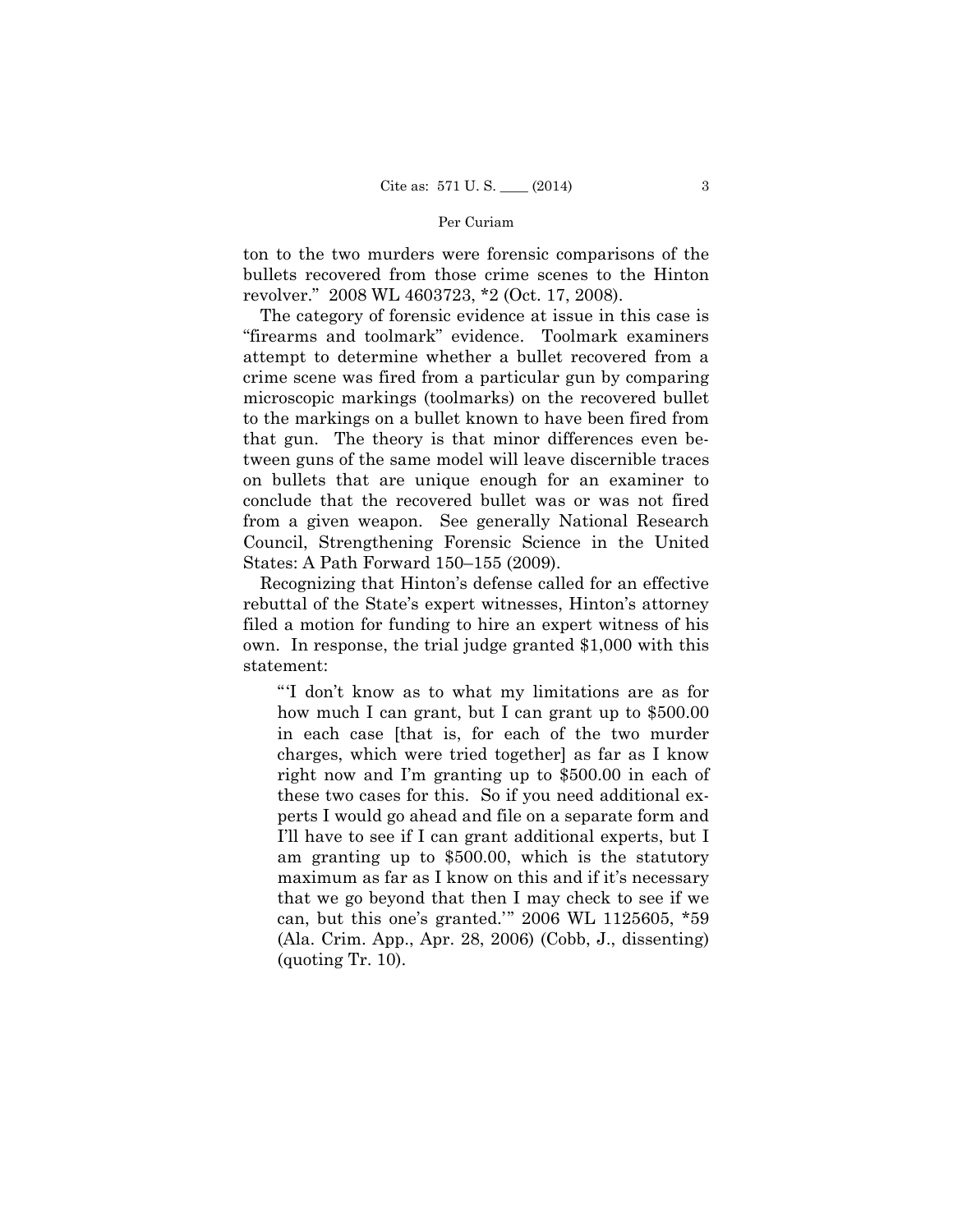ton to the two murders were forensic comparisons of the bullets recovered from those crime scenes to the Hinton revolver." 2008 WL 4603723, *2 (Oct. 17, 2008).

The category of forensic evidence at issue in this case is "firearms and toolmark" evidence. Toolmark examiners attempt to determine whether a bullet recovered from a crime scene was fired from a particular gun by comparing microscopic markings (toolmarks) on the recovered bullet to the markings on a bullet known to have been fired from that gun. The theory is that minor differences even between guns of the same model will leave discernible traces on bullets that are unique enough for an examiner to conclude that the recovered bullet was or was not fired from a given weapon. See generally National Research Council, Strengthening Forensic Science in the United States: A Path Forward 150–155 (2009).

Recognizing that Hinton's defense called for an effective rebuttal of the State's expert witnesses, Hinton's attorney filed a motion for funding to hire an expert witness of his own. In response, the trial judge granted $1,000 with this statement:

> "'I don't know as to what my limitations are as for how much I can grant, but I can grant up to $500.00 in each case [that is, for each of the two murder charges, which were tried together] as far as I know right now and I'm granting up to $500.00 in each of these two cases for this. So if you need additional experts I would go ahead and file on a separate form and I'll have to see if I can grant additional experts, but I am granting up to $500.00, which is the statutory maximum as far as I know on this and if it's necessary that we go beyond that then I may check to see if we can, but this one's granted.'" 2006 WL 1125605, *59 (Ala. Crim. App., Apr. 28, 2006) (Cobb, J., dissenting) (quoting Tr. 10).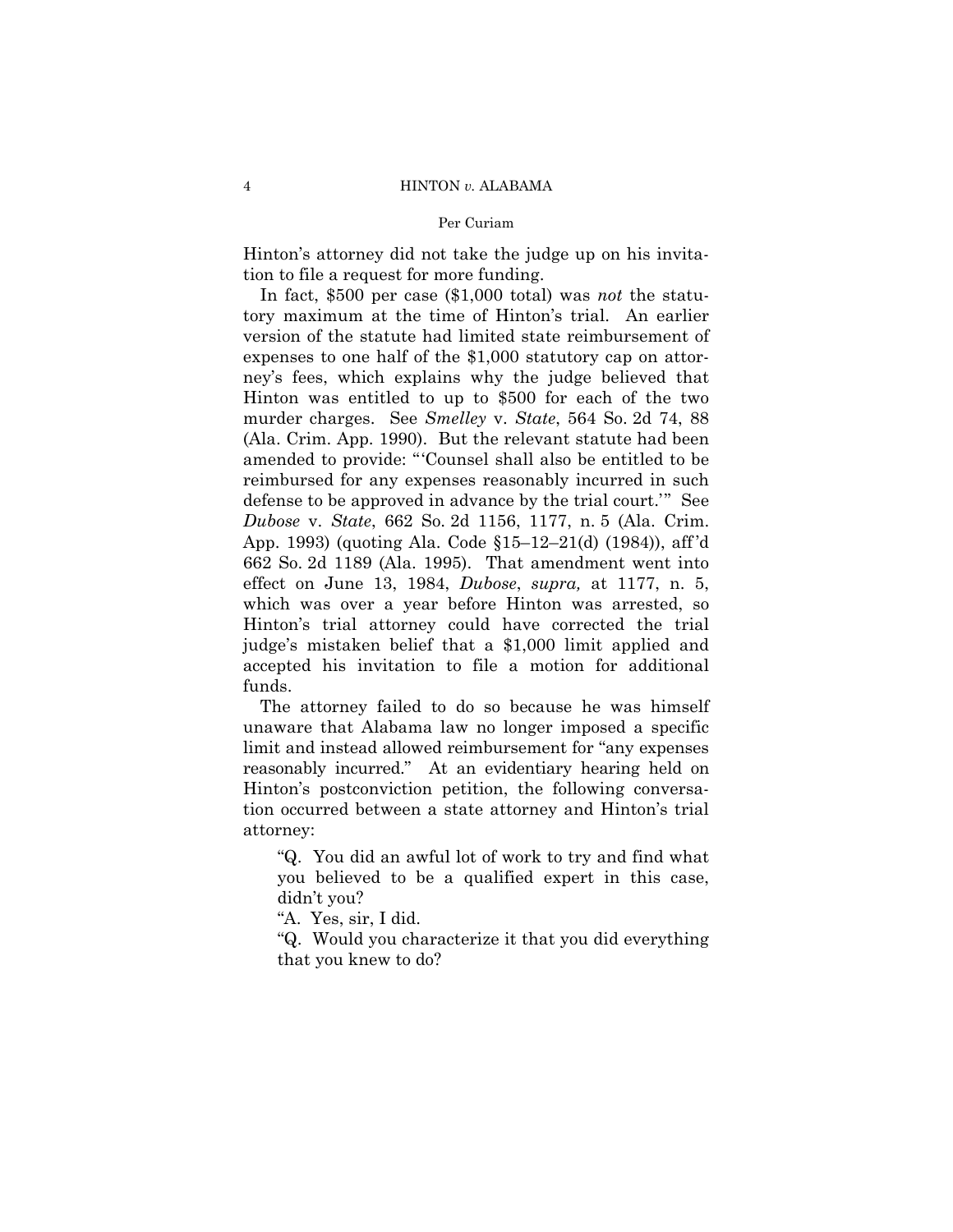Hinton's attorney did not take the judge up on his invitation to file a request for more funding.

In fact, $500 per case ($1,000 total) was *not* the statutory maximum at the time of Hinton's trial. An earlier version of the statute had limited state reimbursement of expenses to one half of the $1,000 statutory cap on attorney's fees, which explains why the judge believed that Hinton was entitled to up to $500 for each of the two murder charges. See *Smelley* v. *State*, 564 So. 2d 74, 88 (Ala. Crim. App. 1990). But the relevant statute had been amended to provide: "'Counsel shall also be entitled to be reimbursed for any expenses reasonably incurred in such defense to be approved in advance by the trial court.'" See *Dubose* v. *State*, 662 So. 2d 1156, 1177, n. 5 (Ala. Crim. App. 1993) (quoting Ala. Code §15–12–21(d) (1984)), aff'd 662 So. 2d 1189 (Ala. 1995). That amendment went into effect on June 13, 1984, *Dubose*, *supra,* at 1177, n. 5, which was over a year before Hinton was arrested, so Hinton's trial attorney could have corrected the trial judge's mistaken belief that a $1,000 limit applied and accepted his invitation to file a motion for additional funds.

The attorney failed to do so because he was himself unaware that Alabama law no longer imposed a specific limit and instead allowed reimbursement for "any expenses reasonably incurred." At an evidentiary hearing held on Hinton's postconviction petition, the following conversation occurred between a state attorney and Hinton's trial attorney:

> "Q. You did an awful lot of work to try and find what you believed to be a qualified expert in this case, didn't you?
>
> "A. Yes, sir, I did.
>
> "Q. Would you characterize it that you did everything that you knew to do?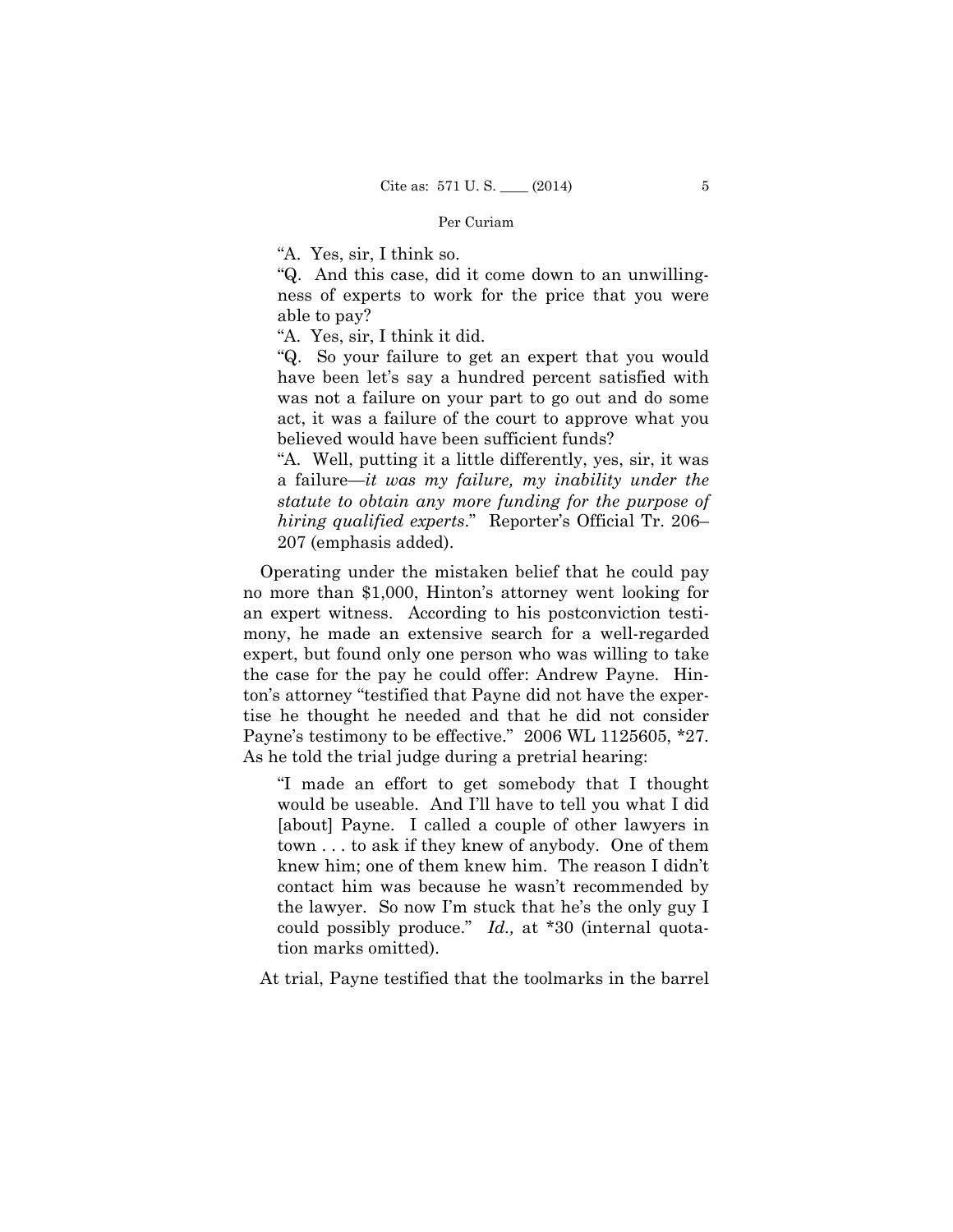"A. Yes, sir, I think so.

"Q. And this case, did it come down to an unwillingness of experts to work for the price that you were able to pay?

"A. Yes, sir, I think it did.

"Q. So your failure to get an expert that you would have been let's say a hundred percent satisfied with was not a failure on your part to go out and do some act, it was a failure of the court to approve what you believed would have been sufficient funds?

"A. Well, putting it a little differently, yes, sir, it was a failure—*it was my failure, my inability under the statute to obtain any more funding for the purpose of hiring qualified experts*." Reporter's Official Tr. 206–207 (emphasis added).

Operating under the mistaken belief that he could pay no more than $1,000, Hinton's attorney went looking for an expert witness. According to his postconviction testimony, he made an extensive search for a well-regarded expert, but found only one person who was willing to take the case for the pay he could offer: Andrew Payne. Hinton's attorney "testified that Payne did not have the expertise he thought he needed and that he did not consider Payne's testimony to be effective." 2006 WL 1125605, *27. As he told the trial judge during a pretrial hearing:

> "I made an effort to get somebody that I thought would be useable. And I'll have to tell you what I did [about] Payne. I called a couple of other lawyers in town . . . to ask if they knew of anybody. One of them knew him; one of them knew him. The reason I didn't contact him was because he wasn't recommended by the lawyer. So now I'm stuck that he's the only guy I could possibly produce." *Id.,* at *30 (internal quotation marks omitted).

At trial, Payne testified that the toolmarks in the barrel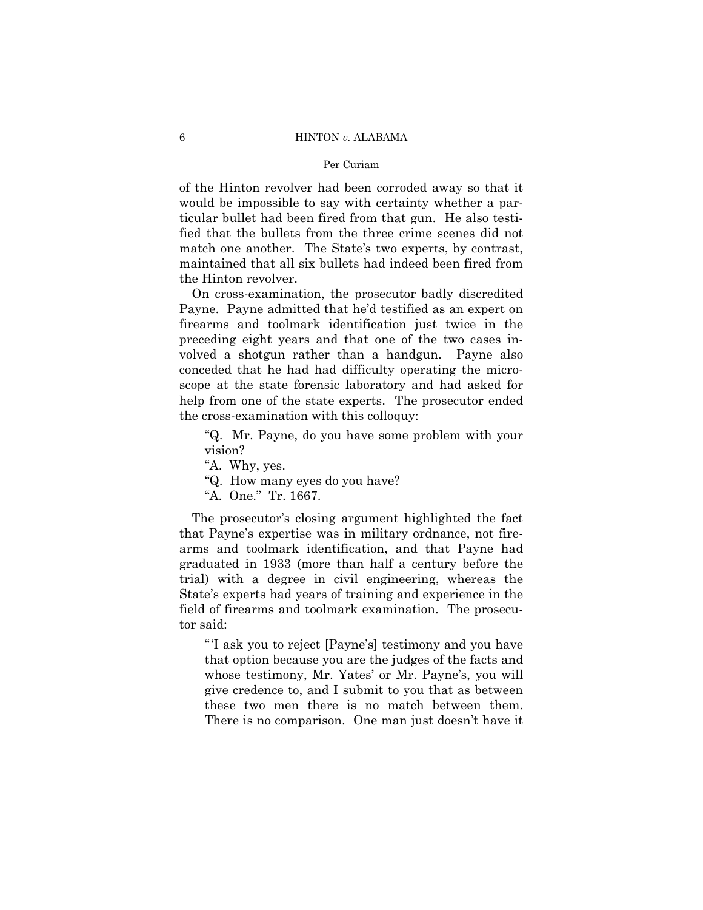of the Hinton revolver had been corroded away so that it would be impossible to say with certainty whether a particular bullet had been fired from that gun. He also testified that the bullets from the three crime scenes did not match one another. The State's two experts, by contrast, maintained that all six bullets had indeed been fired from the Hinton revolver.

On cross-examination, the prosecutor badly discredited Payne. Payne admitted that he'd testified as an expert on firearms and toolmark identification just twice in the preceding eight years and that one of the two cases involved a shotgun rather than a handgun. Payne also conceded that he had had difficulty operating the microscope at the state forensic laboratory and had asked for help from one of the state experts. The prosecutor ended the cross-examination with this colloquy:

> "Q. Mr. Payne, do you have some problem with your vision?
>
> "A. Why, yes.
>
> "Q. How many eyes do you have?
>
> "A. One." Tr. 1667.

The prosecutor's closing argument highlighted the fact that Payne's expertise was in military ordnance, not firearms and toolmark identification, and that Payne had graduated in 1933 (more than half a century before the trial) with a degree in civil engineering, whereas the State's experts had years of training and experience in the field of firearms and toolmark examination. The prosecutor said:

> "'I ask you to reject [Payne's] testimony and you have that option because you are the judges of the facts and whose testimony, Mr. Yates' or Mr. Payne's, you will give credence to, and I submit to you that as between these two men there is no match between them. There is no comparison. One man just doesn't have it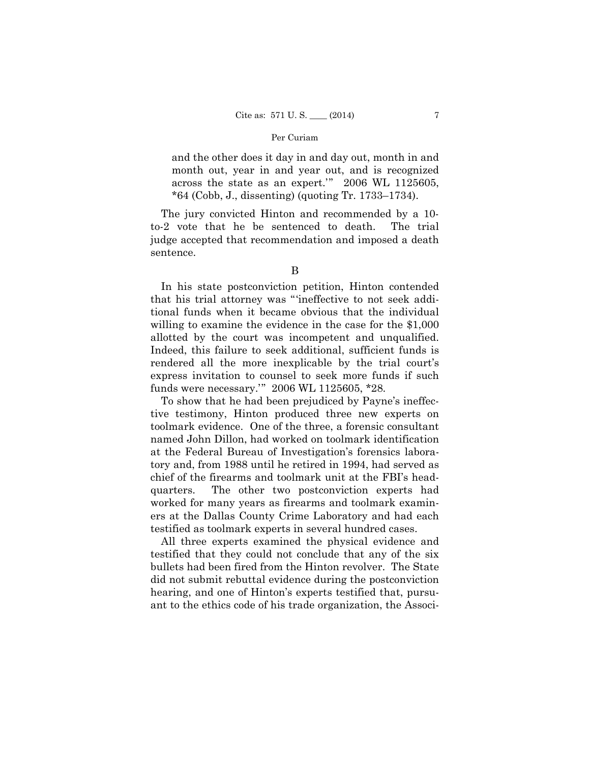and the other does it day in and day out, month in and month out, year in and year out, and is recognized across the state as an expert.'" 2006 WL 1125605, *64 (Cobb, J., dissenting) (quoting Tr. 1733–1734).

The jury convicted Hinton and recommended by a 10-to-2 vote that he be sentenced to death. The trial judge accepted that recommendation and imposed a death sentence.

B

In his state postconviction petition, Hinton contended that his trial attorney was "'ineffective to not seek additional funds when it became obvious that the individual willing to examine the evidence in the case for the $1,000 allotted by the court was incompetent and unqualified. Indeed, this failure to seek additional, sufficient funds is rendered all the more inexplicable by the trial court's express invitation to counsel to seek more funds if such funds were necessary.'" 2006 WL 1125605, *28.

To show that he had been prejudiced by Payne's ineffective testimony, Hinton produced three new experts on toolmark evidence. One of the three, a forensic consultant named John Dillon, had worked on toolmark identification at the Federal Bureau of Investigation's forensics laboratory and, from 1988 until he retired in 1994, had served as chief of the firearms and toolmark unit at the FBI's headquarters. The other two postconviction experts had worked for many years as firearms and toolmark examiners at the Dallas County Crime Laboratory and had each testified as toolmark experts in several hundred cases.

All three experts examined the physical evidence and testified that they could not conclude that any of the six bullets had been fired from the Hinton revolver. The State did not submit rebuttal evidence during the postconviction hearing, and one of Hinton's experts testified that, pursuant to the ethics code of his trade organization, the Associ-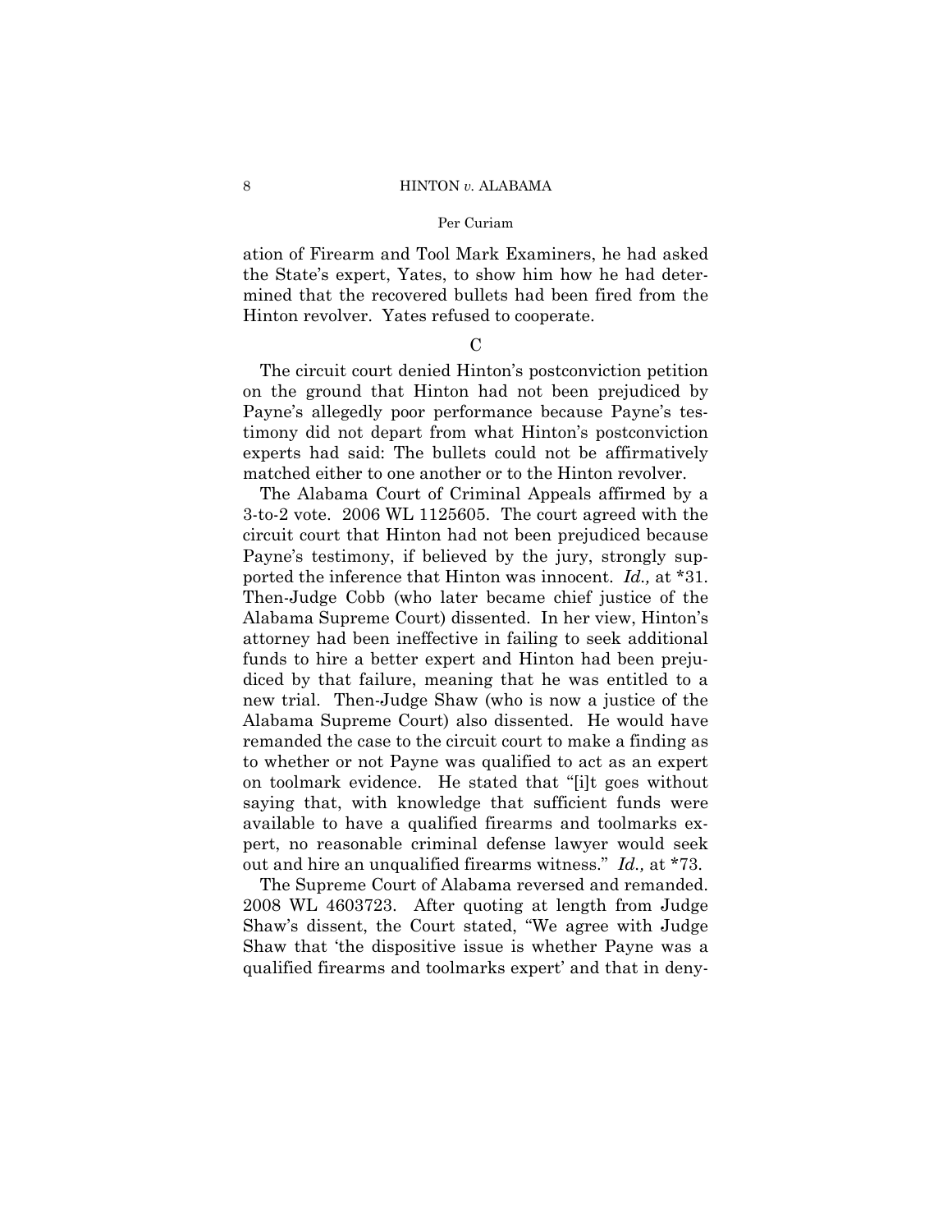ation of Firearm and Tool Mark Examiners, he had asked the State's expert, Yates, to show him how he had determined that the recovered bullets had been fired from the Hinton revolver. Yates refused to cooperate.

C

The circuit court denied Hinton's postconviction petition on the ground that Hinton had not been prejudiced by Payne's allegedly poor performance because Payne's testimony did not depart from what Hinton's postconviction experts had said: The bullets could not be affirmatively matched either to one another or to the Hinton revolver.

The Alabama Court of Criminal Appeals affirmed by a 3-to-2 vote. 2006 WL 1125605. The court agreed with the circuit court that Hinton had not been prejudiced because Payne's testimony, if believed by the jury, strongly supported the inference that Hinton was innocent. *Id.,* at *31. Then-Judge Cobb (who later became chief justice of the Alabama Supreme Court) dissented. In her view, Hinton's attorney had been ineffective in failing to seek additional funds to hire a better expert and Hinton had been prejudiced by that failure, meaning that he was entitled to a new trial. Then-Judge Shaw (who is now a justice of the Alabama Supreme Court) also dissented. He would have remanded the case to the circuit court to make a finding as to whether or not Payne was qualified to act as an expert on toolmark evidence. He stated that "[i]t goes without saying that, with knowledge that sufficient funds were available to have a qualified firearms and toolmarks expert, no reasonable criminal defense lawyer would seek out and hire an unqualified firearms witness." *Id.,* at *73.

The Supreme Court of Alabama reversed and remanded. 2008 WL 4603723. After quoting at length from Judge Shaw's dissent, the Court stated, "We agree with Judge Shaw that 'the dispositive issue is whether Payne was a qualified firearms and toolmarks expert' and that in deny-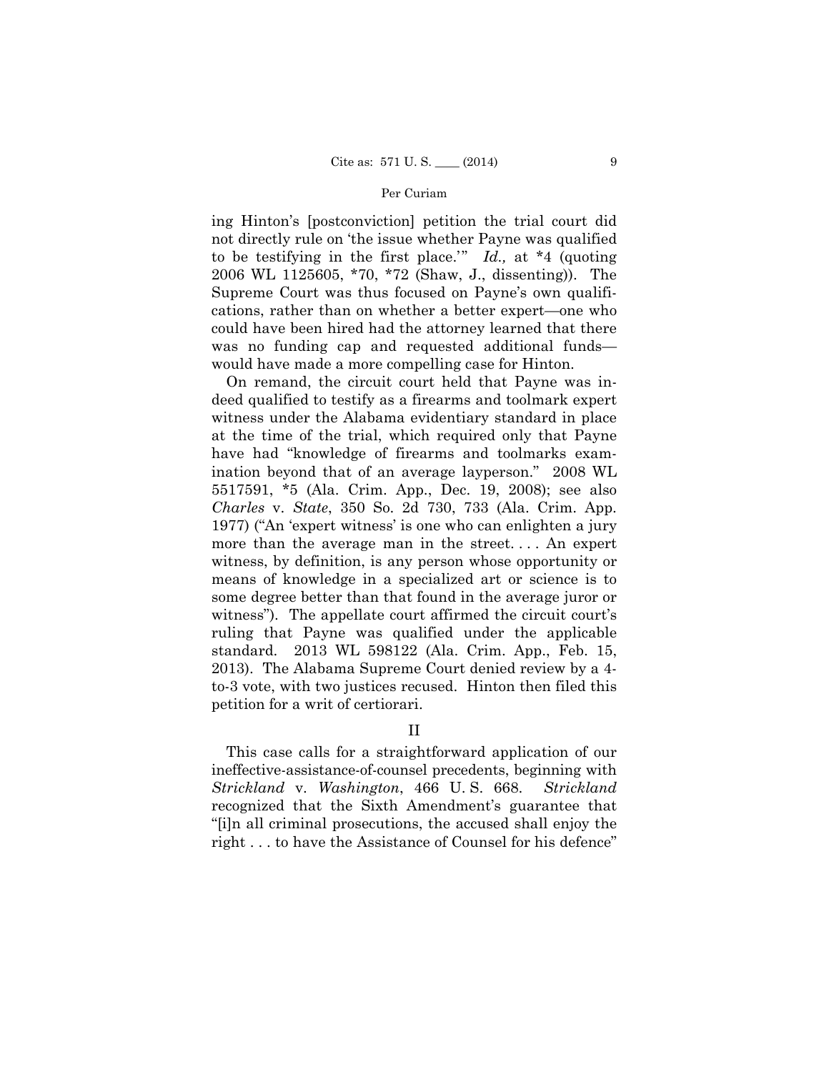ing Hinton's [postconviction] petition the trial court did not directly rule on 'the issue whether Payne was qualified to be testifying in the first place.'" *Id.,* at *4 (quoting 2006 WL 1125605, *70, *72 (Shaw, J., dissenting)). The Supreme Court was thus focused on Payne's own qualifications, rather than on whether a better expert—one who could have been hired had the attorney learned that there was no funding cap and requested additional funds—would have made a more compelling case for Hinton.

On remand, the circuit court held that Payne was indeed qualified to testify as a firearms and toolmark expert witness under the Alabama evidentiary standard in place at the time of the trial, which required only that Payne have had "knowledge of firearms and toolmarks examination beyond that of an average layperson." 2008 WL 5517591, *5 (Ala. Crim. App., Dec. 19, 2008); see also *Charles* v. *State*, 350 So. 2d 730, 733 (Ala. Crim. App. 1977) ("An 'expert witness' is one who can enlighten a jury more than the average man in the street. . . . An expert witness, by definition, is any person whose opportunity or means of knowledge in a specialized art or science is to some degree better than that found in the average juror or witness"). The appellate court affirmed the circuit court's ruling that Payne was qualified under the applicable standard. 2013 WL 598122 (Ala. Crim. App., Feb. 15, 2013). The Alabama Supreme Court denied review by a 4-to-3 vote, with two justices recused. Hinton then filed this petition for a writ of certiorari.

## II

This case calls for a straightforward application of our ineffective-assistance-of-counsel precedents, beginning with *Strickland* v. *Washington*, 466 U. S. 668. *Strickland* recognized that the Sixth Amendment's guarantee that "[i]n all criminal prosecutions, the accused shall enjoy the right . . . to have the Assistance of Counsel for his defence"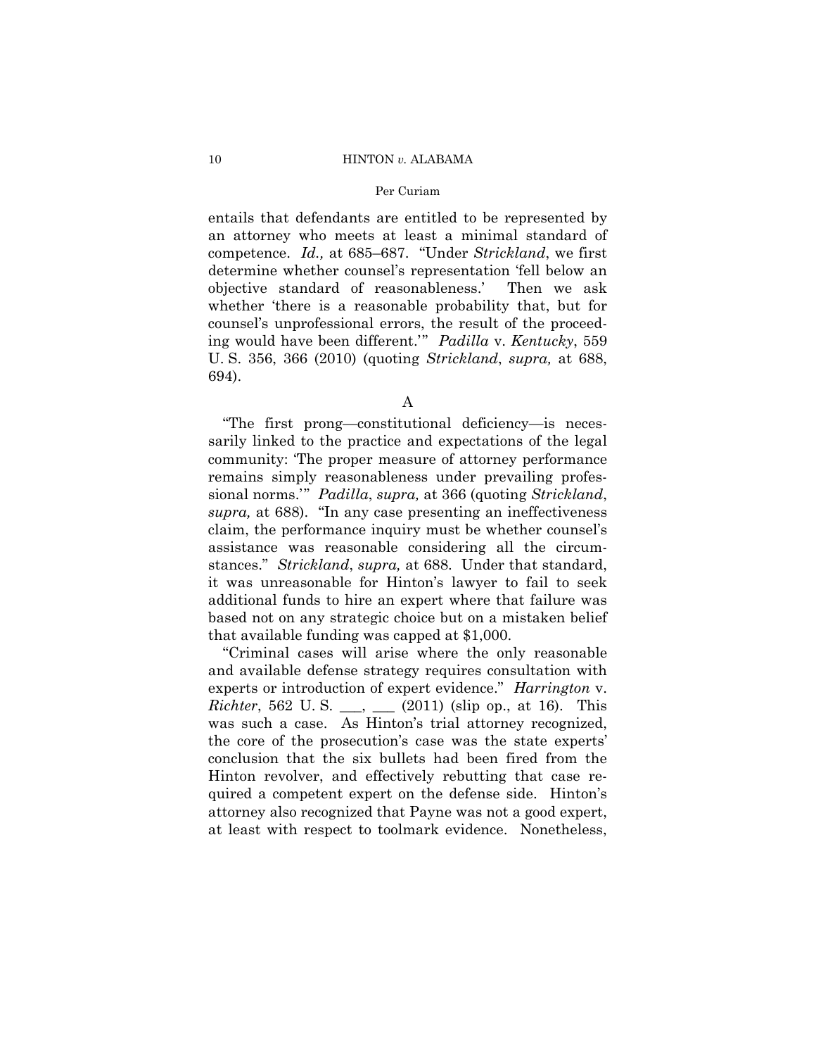entails that defendants are entitled to be represented by an attorney who meets at least a minimal standard of competence. *Id.,* at 685–687. "Under *Strickland*, we first determine whether counsel's representation 'fell below an objective standard of reasonableness.' Then we ask whether 'there is a reasonable probability that, but for counsel's unprofessional errors, the result of the proceeding would have been different.'" *Padilla* v. *Kentucky*, 559 U. S. 356, 366 (2010) (quoting *Strickland*, *supra,* at 688, 694).

A

"The first prong—constitutional deficiency—is necessarily linked to the practice and expectations of the legal community: 'The proper measure of attorney performance remains simply reasonableness under prevailing professional norms.'" *Padilla*, *supra,* at 366 (quoting *Strickland*, *supra,* at 688). "In any case presenting an ineffectiveness claim, the performance inquiry must be whether counsel's assistance was reasonable considering all the circumstances." *Strickland*, *supra,* at 688. Under that standard, it was unreasonable for Hinton's lawyer to fail to seek additional funds to hire an expert where that failure was based not on any strategic choice but on a mistaken belief that available funding was capped at $1,000.

"Criminal cases will arise where the only reasonable and available defense strategy requires consultation with experts or introduction of expert evidence." *Harrington* v. *Richter*, 562 U. S. ___, ___ (2011) (slip op., at 16). This was such a case. As Hinton's trial attorney recognized, the core of the prosecution's case was the state experts' conclusion that the six bullets had been fired from the Hinton revolver, and effectively rebutting that case required a competent expert on the defense side. Hinton's attorney also recognized that Payne was not a good expert, at least with respect to toolmark evidence. Nonetheless,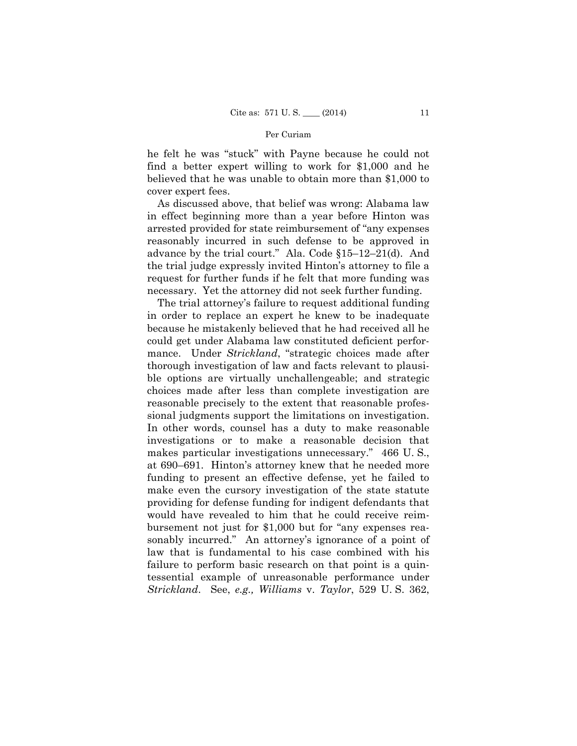he felt he was "stuck" with Payne because he could not find a better expert willing to work for $1,000 and he believed that he was unable to obtain more than $1,000 to cover expert fees.

As discussed above, that belief was wrong: Alabama law in effect beginning more than a year before Hinton was arrested provided for state reimbursement of "any expenses reasonably incurred in such defense to be approved in advance by the trial court." Ala. Code §15–12–21(d). And the trial judge expressly invited Hinton's attorney to file a request for further funds if he felt that more funding was necessary. Yet the attorney did not seek further funding.

The trial attorney's failure to request additional funding in order to replace an expert he knew to be inadequate because he mistakenly believed that he had received all he could get under Alabama law constituted deficient performance. Under *Strickland*, "strategic choices made after thorough investigation of law and facts relevant to plausible options are virtually unchallengeable; and strategic choices made after less than complete investigation are reasonable precisely to the extent that reasonable professional judgments support the limitations on investigation. In other words, counsel has a duty to make reasonable investigations or to make a reasonable decision that makes particular investigations unnecessary." 466 U. S., at 690–691. Hinton's attorney knew that he needed more funding to present an effective defense, yet he failed to make even the cursory investigation of the state statute providing for defense funding for indigent defendants that would have revealed to him that he could receive reimbursement not just for $1,000 but for "any expenses reasonably incurred." An attorney's ignorance of a point of law that is fundamental to his case combined with his failure to perform basic research on that point is a quintessential example of unreasonable performance under *Strickland*. See, *e.g., Williams* v. *Taylor*, 529 U. S. 362,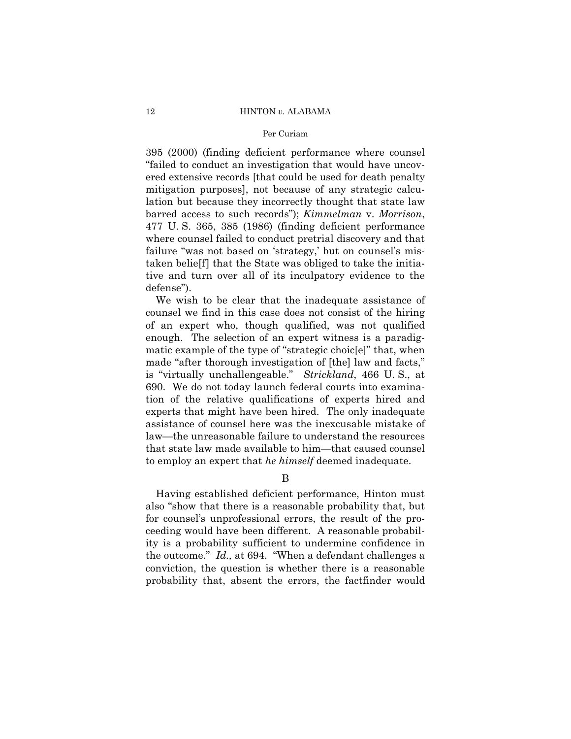395 (2000) (finding deficient performance where counsel "failed to conduct an investigation that would have uncovered extensive records [that could be used for death penalty mitigation purposes], not because of any strategic calculation but because they incorrectly thought that state law barred access to such records"); *Kimmelman* v. *Morrison*, 477 U. S. 365, 385 (1986) (finding deficient performance where counsel failed to conduct pretrial discovery and that failure "was not based on 'strategy,' but on counsel's mistaken belie[f] that the State was obliged to take the initiative and turn over all of its inculpatory evidence to the defense").

We wish to be clear that the inadequate assistance of counsel we find in this case does not consist of the hiring of an expert who, though qualified, was not qualified enough. The selection of an expert witness is a paradigmatic example of the type of "strategic choic[e]" that, when made "after thorough investigation of [the] law and facts," is "virtually unchallengeable." *Strickland*, 466 U. S., at 690. We do not today launch federal courts into examination of the relative qualifications of experts hired and experts that might have been hired. The only inadequate assistance of counsel here was the inexcusable mistake of law—the unreasonable failure to understand the resources that state law made available to him—that caused counsel to employ an expert that *he himself* deemed inadequate.

## B

Having established deficient performance, Hinton must also "show that there is a reasonable probability that, but for counsel's unprofessional errors, the result of the proceeding would have been different. A reasonable probability is a probability sufficient to undermine confidence in the outcome." *Id.,* at 694. "When a defendant challenges a conviction, the question is whether there is a reasonable probability that, absent the errors, the factfinder would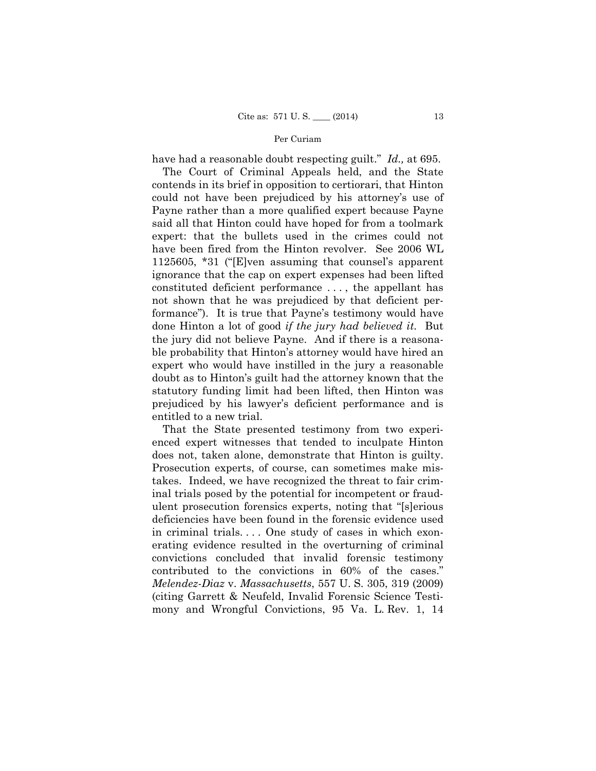have had a reasonable doubt respecting guilt." *Id.,* at 695.

The Court of Criminal Appeals held, and the State contends in its brief in opposition to certiorari, that Hinton could not have been prejudiced by his attorney's use of Payne rather than a more qualified expert because Payne said all that Hinton could have hoped for from a toolmark expert: that the bullets used in the crimes could not have been fired from the Hinton revolver. See 2006 WL 1125605, *31 ("[E]ven assuming that counsel's apparent ignorance that the cap on expert expenses had been lifted constituted deficient performance . . . , the appellant has not shown that he was prejudiced by that deficient performance"). It is true that Payne's testimony would have done Hinton a lot of good *if the jury had believed it.* But the jury did not believe Payne. And if there is a reasonable probability that Hinton's attorney would have hired an expert who would have instilled in the jury a reasonable doubt as to Hinton's guilt had the attorney known that the statutory funding limit had been lifted, then Hinton was prejudiced by his lawyer's deficient performance and is entitled to a new trial.

That the State presented testimony from two experienced expert witnesses that tended to inculpate Hinton does not, taken alone, demonstrate that Hinton is guilty. Prosecution experts, of course, can sometimes make mistakes. Indeed, we have recognized the threat to fair criminal trials posed by the potential for incompetent or fraudulent prosecution forensics experts, noting that "[s]erious deficiencies have been found in the forensic evidence used in criminal trials. . . . One study of cases in which exonerating evidence resulted in the overturning of criminal convictions concluded that invalid forensic testimony contributed to the convictions in 60% of the cases." *Melendez-Diaz* v. *Massachusetts*, 557 U. S. 305, 319 (2009) (citing Garrett & Neufeld, Invalid Forensic Science Testimony and Wrongful Convictions, 95 Va. L. Rev. 1, 14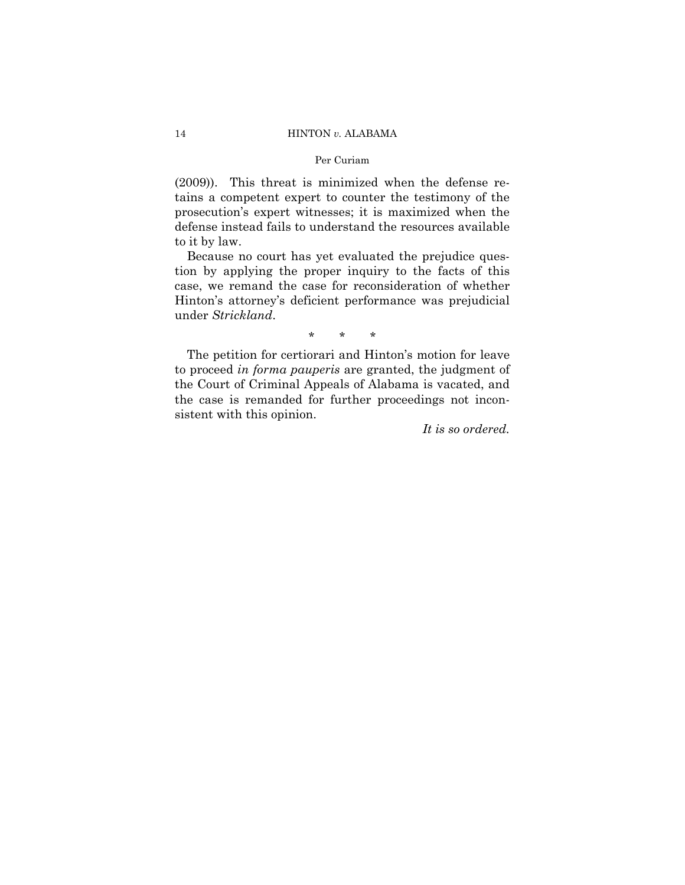(2009)). This threat is minimized when the defense retains a competent expert to counter the testimony of the prosecution's expert witnesses; it is maximized when the defense instead fails to understand the resources available to it by law.

Because no court has yet evaluated the prejudice question by applying the proper inquiry to the facts of this case, we remand the case for reconsideration of whether Hinton's attorney's deficient performance was prejudicial under *Strickland*.

\* \* \*

The petition for certiorari and Hinton's motion for leave to proceed *in forma pauperis* are granted, the judgment of the Court of Criminal Appeals of Alabama is vacated, and the case is remanded for further proceedings not inconsistent with this opinion.

*It is so ordered.*